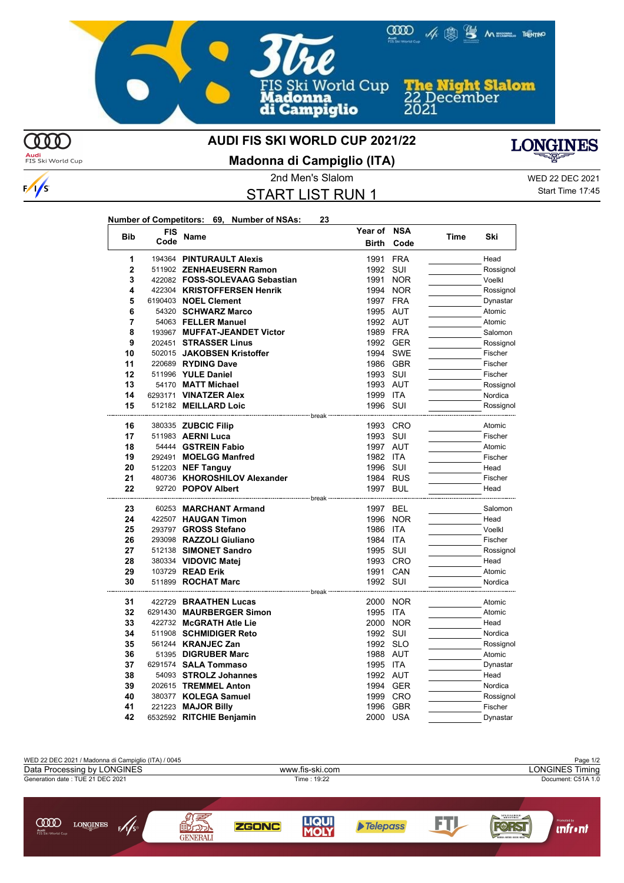# AUDI FIS SKI WORLD CUP 2021/22

## Madonna di Campiglio (ITA)

2nd Men's Slalom

WED 22 DEC 2021

Start Time 17:45

## START LIST RUN 1

**Number of Competitors: 69, Number of NSAs: 23**

| Bib | FIS Code | Name | Year of Birth | NSA Code | Time | Ski |
|---|---|---|---|---|---|---|
| 1 | 194364 | **PINTURAULT Alexis** | 1991 | FRA | | Head |
| 2 | 511902 | **ZENHAEUSERN Ramon** | 1992 | SUI | | Rossignol |
| 3 | 422082 | **FOSS-SOLEVAAG Sebastian** | 1991 | NOR | | Voelkl |
| 4 | 422304 | **KRISTOFFERSEN Henrik** | 1994 | NOR | | Rossignol |
| 5 | 6190403 | **NOEL Clement** | 1997 | FRA | | Dynastar |
| 6 | 54320 | **SCHWARZ Marco** | 1995 | AUT | | Atomic |
| 7 | 54063 | **FELLER Manuel** | 1992 | AUT | | Atomic |
| 8 | 193967 | **MUFFAT-JEANDET Victor** | 1989 | FRA | | Salomon |
| 9 | 202451 | **STRASSER Linus** | 1992 | GER | | Rossignol |
| 10 | 502015 | **JAKOBSEN Kristoffer** | 1994 | SWE | | Fischer |
| 11 | 220689 | **RYDING Dave** | 1986 | GBR | | Fischer |
| 12 | 511996 | **YULE Daniel** | 1993 | SUI | | Fischer |
| 13 | 54170 | **MATT Michael** | 1993 | AUT | | Rossignol |
| 14 | 6293171 | **VINATZER Alex** | 1999 | ITA | | Nordica |
| 15 | 512182 | **MEILLARD Loic** | 1996 | SUI | | Rossignol |
| | | break | | | | |
| 16 | 380335 | **ZUBCIC Filip** | 1993 | CRO | | Atomic |
| 17 | 511983 | **AERNI Luca** | 1993 | SUI | | Fischer |
| 18 | 54444 | **GSTREIN Fabio** | 1997 | AUT | | Atomic |
| 19 | 292491 | **MOELGG Manfred** | 1982 | ITA | | Fischer |
| 20 | 512203 | **NEF Tanguy** | 1996 | SUI | | Head |
| 21 | 480736 | **KHOROSHILOV Alexander** | 1984 | RUS | | Fischer |
| 22 | 92720 | **POPOV Albert** | 1997 | BUL | | Head |
| | | break | | | | |
| 23 | 60253 | **MARCHANT Armand** | 1997 | BEL | | Salomon |
| 24 | 422507 | **HAUGAN Timon** | 1996 | NOR | | Head |
| 25 | 293797 | **GROSS Stefano** | 1986 | ITA | | Voelkl |
| 26 | 293098 | **RAZZOLI Giuliano** | 1984 | ITA | | Fischer |
| 27 | 512138 | **SIMONET Sandro** | 1995 | SUI | | Rossignol |
| 28 | 380334 | **VIDOVIC Matej** | 1993 | CRO | | Head |
| 29 | 103729 | **READ Erik** | 1991 | CAN | | Atomic |
| 30 | 511899 | **ROCHAT Marc** | 1992 | SUI | | Nordica |
| | | break | | | | |
| 31 | 422729 | **BRAATHEN Lucas** | 2000 | NOR | | Atomic |
| 32 | 6291430 | **MAURBERGER Simon** | 1995 | ITA | | Atomic |
| 33 | 422732 | **McGRATH Atle Lie** | 2000 | NOR | | Head |
| 34 | 511908 | **SCHMIDIGER Reto** | 1992 | SUI | | Nordica |
| 35 | 561244 | **KRANJEC Zan** | 1992 | SLO | | Rossignol |
| 36 | 51395 | **DIGRUBER Marc** | 1988 | AUT | | Atomic |
| 37 | 6291574 | **SALA Tommaso** | 1995 | ITA | | Dynastar |
| 38 | 54093 | **STROLZ Johannes** | 1992 | AUT | | Head |
| 39 | 202615 | **TREMMEL Anton** | 1994 | GER | | Nordica |
| 40 | 380377 | **KOLEGA Samuel** | 1999 | CRO | | Rossignol |
| 41 | 221223 | **MAJOR Billy** | 1996 | GBR | | Fischer |
| 42 | 6532592 | **RITCHIE Benjamin** | 2000 | USA | | Dynastar |

WED 22 DEC 2021 / Madonna di Campiglio (ITA) / 0045

Data Processing by LONGINES | www.fis-ski.com | LONGINES Timing

Generation date : TUE 21 DEC 2021 | Time : 19:22 | Document: C51A 1.0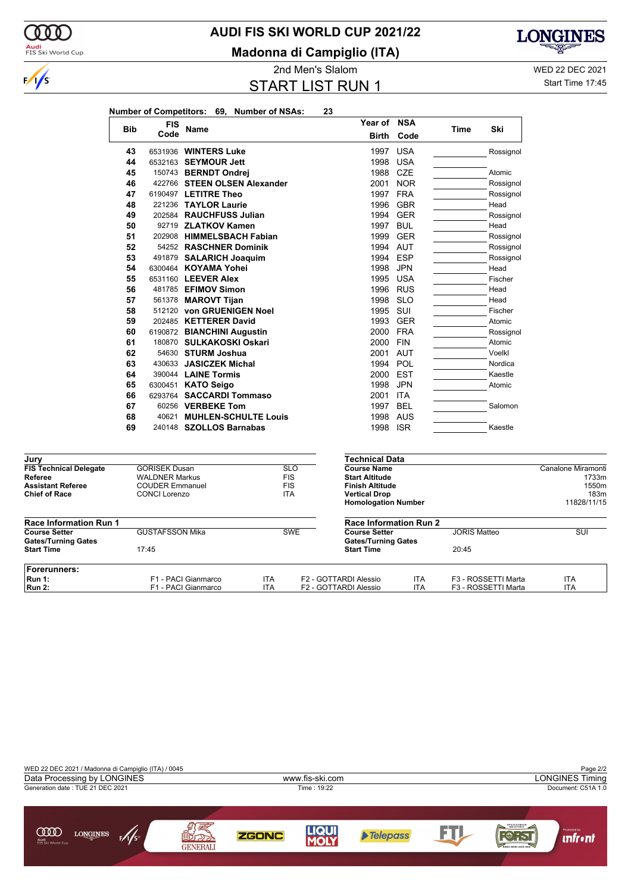# AUDI FIS SKI WORLD CUP 2021/22

## Madonna di Campiglio (ITA)

2nd Men's Slalom

WED 22 DEC 2021

## START LIST RUN 1

Start Time 17:45

**Number of Competitors: 69, Number of NSAs: 23**

| Bib | FIS Code | Name | Year of Birth | NSA Code | Time | Ski |
|---|---|---|---|---|---|---|
| 43 | 6531936 | WINTERS Luke | 1997 | USA | | Rossignol |
| 44 | 6532163 | SEYMOUR Jett | 1998 | USA | | |
| 45 | 150743 | BERNDT Ondrej | 1988 | CZE | | Atomic |
| 46 | 422766 | STEEN OLSEN Alexander | 2001 | NOR | | Rossignol |
| 47 | 6190497 | LETITRE Theo | 1997 | FRA | | Rossignol |
| 48 | 221236 | TAYLOR Laurie | 1996 | GBR | | Head |
| 49 | 202584 | RAUCHFUSS Julian | 1994 | GER | | Rossignol |
| 50 | 92719 | ZLATKOV Kamen | 1997 | BUL | | Head |
| 51 | 202908 | HIMMELSBACH Fabian | 1999 | GER | | Rossignol |
| 52 | 54252 | RASCHNER Dominik | 1994 | AUT | | Rossignol |
| 53 | 491879 | SALARICH Joaquim | 1994 | ESP | | Rossignol |
| 54 | 6300464 | KOYAMA Yohei | 1998 | JPN | | Head |
| 55 | 6531160 | LEEVER Alex | 1995 | USA | | Fischer |
| 56 | 481785 | EFIMOV Simon | 1996 | RUS | | Head |
| 57 | 561378 | MAROVT Tijan | 1998 | SLO | | Head |
| 58 | 512120 | von GRUENIGEN Noel | 1995 | SUI | | Fischer |
| 59 | 202485 | KETTERER David | 1993 | GER | | Atomic |
| 60 | 6190872 | BIANCHINI Augustin | 2000 | FRA | | Rossignol |
| 61 | 180870 | SULKAKOSKI Oskari | 2000 | FIN | | Atomic |
| 62 | 54630 | STURM Joshua | 2001 | AUT | | Voelkl |
| 63 | 430633 | JASICZEK Michal | 1994 | POL | | Nordica |
| 64 | 390044 | LAINE Tormis | 2000 | EST | | Kaestle |
| 65 | 6300451 | KATO Seigo | 1998 | JPN | | Atomic |
| 66 | 6293764 | SACCARDI Tommaso | 2001 | ITA | | |
| 67 | 60256 | VERBEKE Tom | 1997 | BEL | | Salomon |
| 68 | 40621 | MUHLEN-SCHULTE Louis | 1998 | AUS | | |
| 69 | 240148 | SZOLLOS Barnabas | 1998 | ISR | | Kaestle |

| Jury | | |
|---|---|---|
| FIS Technical Delegate | GORISEK Dusan | SLO |
| Referee | WALDNER Markus | FIS |
| Assistant Referee | COUDER Emmanuel | FIS |
| Chief of Race | CONCI Lorenzo | ITA |

| Technical Data | |
|---|---|
| Course Name | Canalone Miramonti |
| Start Altitude | 1733m |
| Finish Altitude | 1550m |
| Vertical Drop | 183m |
| Homologation Number | 11828/11/15 |

| Race Information Run 1 | | |
|---|---|---|
| Course Setter | GUSTAFSSON Mika | SWE |
| Gates/Turning Gates | | |
| Start Time | 17:45 | |

| Race Information Run 2 | | |
|---|---|---|
| Course Setter | JORIS Matteo | SUI |
| Gates/Turning Gates | | |
| Start Time | 20:45 | |

| Forerunners: | | | | | | |
|---|---|---|---|---|---|---|
| Run 1: | F1 - PACI Gianmarco | ITA | F2 - GOTTARDI Alessio | ITA | F3 - ROSSETTI Marta | ITA |
| Run 2: | F1 - PACI Gianmarco | ITA | F2 - GOTTARDI Alessio | ITA | F3 - ROSSETTI Marta | ITA |

WED 22 DEC 2021 / Madonna di Campiglio (ITA) / 0045

Data Processing by LONGINES — www.fis-ski.com — LONGINES Timing

Generation date : TUE 21 DEC 2021 — Time : 19:22 — Document: C51A 1.0